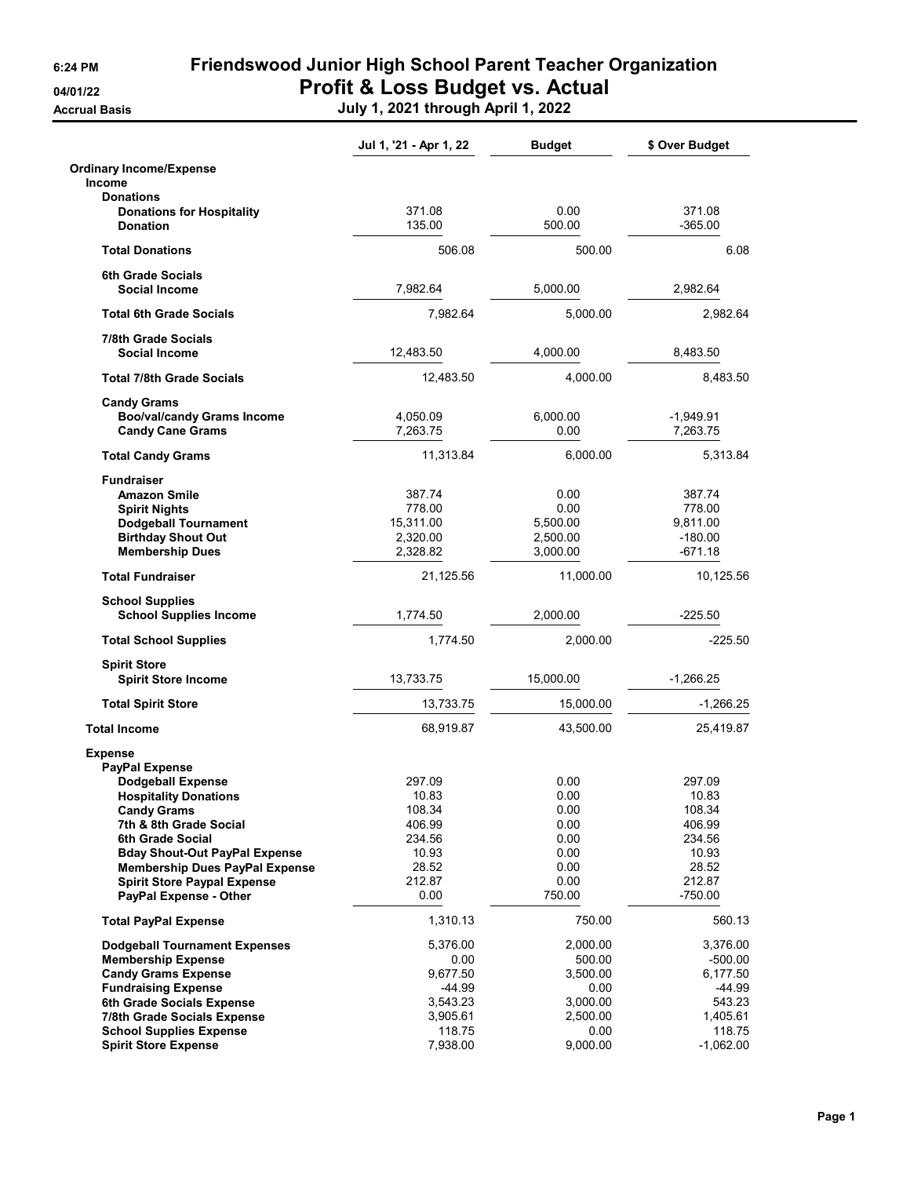6:24 PM

04/01/22

Accrual Basis

# Friendswood Junior High School Parent Teacher Organization
## Profit & Loss Budget vs. Actual
### July 1, 2021 through April 1, 2022

| | Jul 1, '21 - Apr 1, 22 | Budget | $ Over Budget |
|---|---|---|---|
| **Ordinary Income/Expense** | | | |
| **Income** | | | |
| **Donations** | | | |
| **Donations for Hospitality** | 371.08 | 0.00 | 371.08 |
| **Donation** | 135.00 | 500.00 | -365.00 |
| **Total Donations** | 506.08 | 500.00 | 6.08 |
| **6th Grade Socials** | | | |
| **Social Income** | 7,982.64 | 5,000.00 | 2,982.64 |
| **Total 6th Grade Socials** | 7,982.64 | 5,000.00 | 2,982.64 |
| **7/8th Grade Socials** | | | |
| **Social Income** | 12,483.50 | 4,000.00 | 8,483.50 |
| **Total 7/8th Grade Socials** | 12,483.50 | 4,000.00 | 8,483.50 |
| **Candy Grams** | | | |
| **Boo/val/candy Grams Income** | 4,050.09 | 6,000.00 | -1,949.91 |
| **Candy Cane Grams** | 7,263.75 | 0.00 | 7,263.75 |
| **Total Candy Grams** | 11,313.84 | 6,000.00 | 5,313.84 |
| **Fundraiser** | | | |
| **Amazon Smile** | 387.74 | 0.00 | 387.74 |
| **Spirit Nights** | 778.00 | 0.00 | 778.00 |
| **Dodgeball Tournament** | 15,311.00 | 5,500.00 | 9,811.00 |
| **Birthday Shout Out** | 2,320.00 | 2,500.00 | -180.00 |
| **Membership Dues** | 2,328.82 | 3,000.00 | -671.18 |
| **Total Fundraiser** | 21,125.56 | 11,000.00 | 10,125.56 |
| **School Supplies** | | | |
| **School Supplies Income** | 1,774.50 | 2,000.00 | -225.50 |
| **Total School Supplies** | 1,774.50 | 2,000.00 | -225.50 |
| **Spirit Store** | | | |
| **Spirit Store Income** | 13,733.75 | 15,000.00 | -1,266.25 |
| **Total Spirit Store** | 13,733.75 | 15,000.00 | -1,266.25 |
| **Total Income** | 68,919.87 | 43,500.00 | 25,419.87 |
| **Expense** | | | |
| **PayPal Expense** | | | |
| **Dodgeball Expense** | 297.09 | 0.00 | 297.09 |
| **Hospitality Donations** | 10.83 | 0.00 | 10.83 |
| **Candy Grams** | 108.34 | 0.00 | 108.34 |
| **7th & 8th Grade Social** | 406.99 | 0.00 | 406.99 |
| **6th Grade Social** | 234.56 | 0.00 | 234.56 |
| **Bday Shout-Out PayPal Expense** | 10.93 | 0.00 | 10.93 |
| **Membership Dues PayPal Expense** | 28.52 | 0.00 | 28.52 |
| **Spirit Store Paypal Expense** | 212.87 | 0.00 | 212.87 |
| **PayPal Expense - Other** | 0.00 | 750.00 | -750.00 |
| **Total PayPal Expense** | 1,310.13 | 750.00 | 560.13 |
| **Dodgeball Tournament Expenses** | 5,376.00 | 2,000.00 | 3,376.00 |
| **Membership Expense** | 0.00 | 500.00 | -500.00 |
| **Candy Grams Expense** | 9,677.50 | 3,500.00 | 6,177.50 |
| **Fundraising Expense** | -44.99 | 0.00 | -44.99 |
| **6th Grade Socials Expense** | 3,543.23 | 3,000.00 | 543.23 |
| **7/8th Grade Socials Expense** | 3,905.61 | 2,500.00 | 1,405.61 |
| **School Supplies Expense** | 118.75 | 0.00 | 118.75 |
| **Spirit Store Expense** | 7,938.00 | 9,000.00 | -1,062.00 |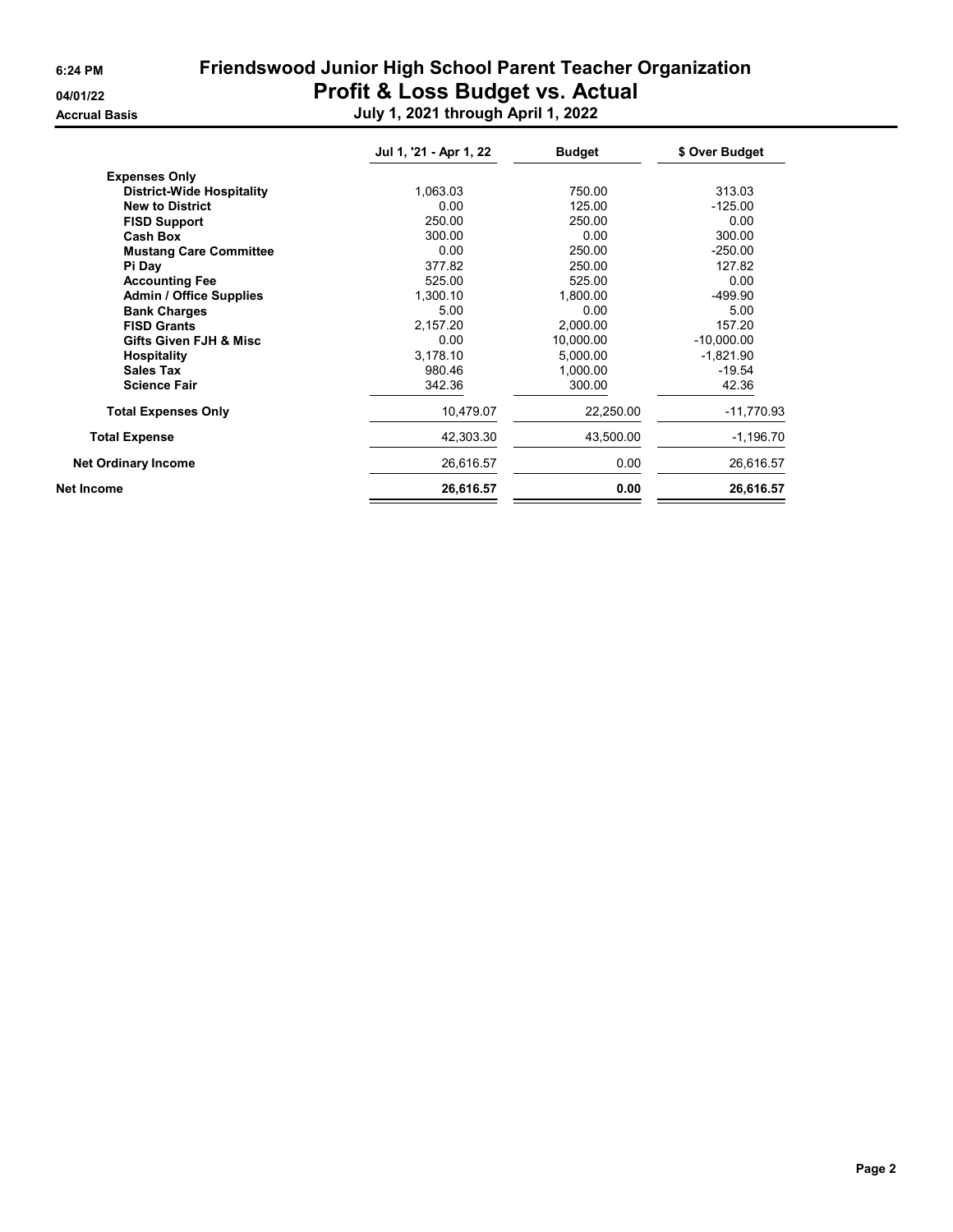# Friendswood Junior High School Parent Teacher Organization

## Profit & Loss Budget vs. Actual

**July 1, 2021 through April 1, 2022**

| | Jul 1, '21 - Apr 1, 22 | Budget | $ Over Budget |
|---|---|---|---|
| **Expenses Only** | | | |
| **District-Wide Hospitality** | 1,063.03 | 750.00 | 313.03 |
| **New to District** | 0.00 | 125.00 | -125.00 |
| **FISD Support** | 250.00 | 250.00 | 0.00 |
| **Cash Box** | 300.00 | 0.00 | 300.00 |
| **Mustang Care Committee** | 0.00 | 250.00 | -250.00 |
| **Pi Day** | 377.82 | 250.00 | 127.82 |
| **Accounting Fee** | 525.00 | 525.00 | 0.00 |
| **Admin / Office Supplies** | 1,300.10 | 1,800.00 | -499.90 |
| **Bank Charges** | 5.00 | 0.00 | 5.00 |
| **FISD Grants** | 2,157.20 | 2,000.00 | 157.20 |
| **Gifts Given FJH & Misc** | 0.00 | 10,000.00 | -10,000.00 |
| **Hospitality** | 3,178.10 | 5,000.00 | -1,821.90 |
| **Sales Tax** | 980.46 | 1,000.00 | -19.54 |
| **Science Fair** | 342.36 | 300.00 | 42.36 |
| **Total Expenses Only** | 10,479.07 | 22,250.00 | -11,770.93 |
| **Total Expense** | 42,303.30 | 43,500.00 | -1,196.70 |
| **Net Ordinary Income** | 26,616.57 | 0.00 | 26,616.57 |
| **Net Income** | **26,616.57** | **0.00** | **26,616.57** |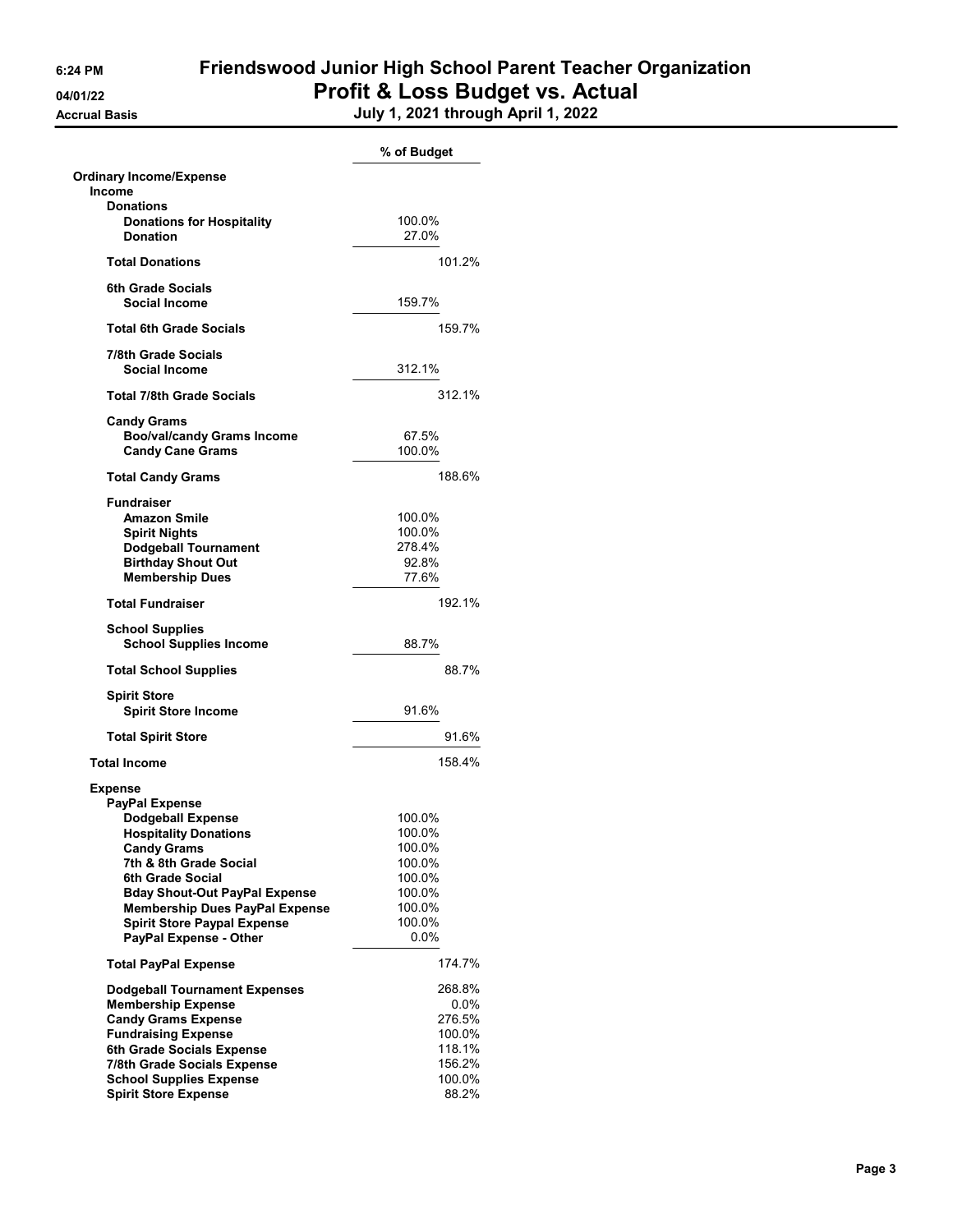# Friendswood Junior High School Parent Teacher Organization

## Profit & Loss Budget vs. Actual

6:24 PM
04/01/22
Accrual Basis

**July 1, 2021 through April 1, 2022**

| | % of Budget | |
|---|---|---|
| **Ordinary Income/Expense** | | |
| **Income** | | |
| **Donations** | | |
| **Donations for Hospitality** | 100.0% | |
| **Donation** | 27.0% | |
| **Total Donations** | | 101.2% |
| **6th Grade Socials** | | |
| **Social Income** | 159.7% | |
| **Total 6th Grade Socials** | | 159.7% |
| **7/8th Grade Socials** | | |
| **Social Income** | 312.1% | |
| **Total 7/8th Grade Socials** | | 312.1% |
| **Candy Grams** | | |
| **Boo/val/candy Grams Income** | 67.5% | |
| **Candy Cane Grams** | 100.0% | |
| **Total Candy Grams** | | 188.6% |
| **Fundraiser** | | |
| **Amazon Smile** | 100.0% | |
| **Spirit Nights** | 100.0% | |
| **Dodgeball Tournament** | 278.4% | |
| **Birthday Shout Out** | 92.8% | |
| **Membership Dues** | 77.6% | |
| **Total Fundraiser** | | 192.1% |
| **School Supplies** | | |
| **School Supplies Income** | 88.7% | |
| **Total School Supplies** | | 88.7% |
| **Spirit Store** | | |
| **Spirit Store Income** | 91.6% | |
| **Total Spirit Store** | | 91.6% |
| **Total Income** | | 158.4% |
| **Expense** | | |
| **PayPal Expense** | | |
| **Dodgeball Expense** | 100.0% | |
| **Hospitality Donations** | 100.0% | |
| **Candy Grams** | 100.0% | |
| **7th & 8th Grade Social** | 100.0% | |
| **6th Grade Social** | 100.0% | |
| **Bday Shout-Out PayPal Expense** | 100.0% | |
| **Membership Dues PayPal Expense** | 100.0% | |
| **Spirit Store Paypal Expense** | 100.0% | |
| **PayPal Expense - Other** | 0.0% | |
| **Total PayPal Expense** | | 174.7% |
| **Dodgeball Tournament Expenses** | | 268.8% |
| **Membership Expense** | | 0.0% |
| **Candy Grams Expense** | | 276.5% |
| **Fundraising Expense** | | 100.0% |
| **6th Grade Socials Expense** | | 118.1% |
| **7/8th Grade Socials Expense** | | 156.2% |
| **School Supplies Expense** | | 100.0% |
| **Spirit Store Expense** | | 88.2% |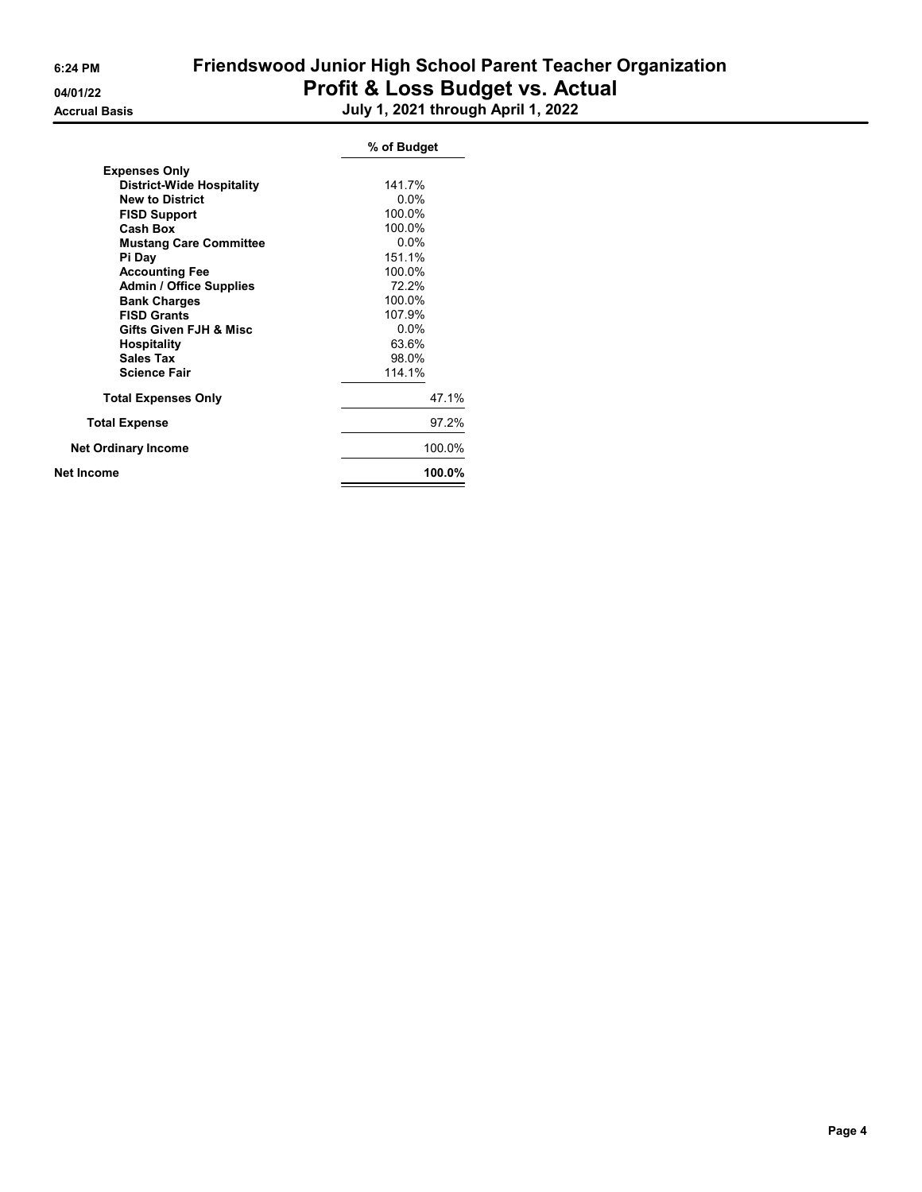# Friendswood Junior High School Parent Teacher Organization

## Profit & Loss Budget vs. Actual

### July 1, 2021 through April 1, 2022

6:24 PM
04/01/22
Accrual Basis

| | % of Budget |
|---|---|
| **Expenses Only** | |
| **District-Wide Hospitality** | 141.7% |
| **New to District** | 0.0% |
| **FISD Support** | 100.0% |
| **Cash Box** | 100.0% |
| **Mustang Care Committee** | 0.0% |
| **Pi Day** | 151.1% |
| **Accounting Fee** | 100.0% |
| **Admin / Office Supplies** | 72.2% |
| **Bank Charges** | 100.0% |
| **FISD Grants** | 107.9% |
| **Gifts Given FJH & Misc** | 0.0% |
| **Hospitality** | 63.6% |
| **Sales Tax** | 98.0% |
| **Science Fair** | 114.1% |
| **Total Expenses Only** | 47.1% |
| **Total Expense** | 97.2% |
| **Net Ordinary Income** | 100.0% |
| **Net Income** | **100.0%** |